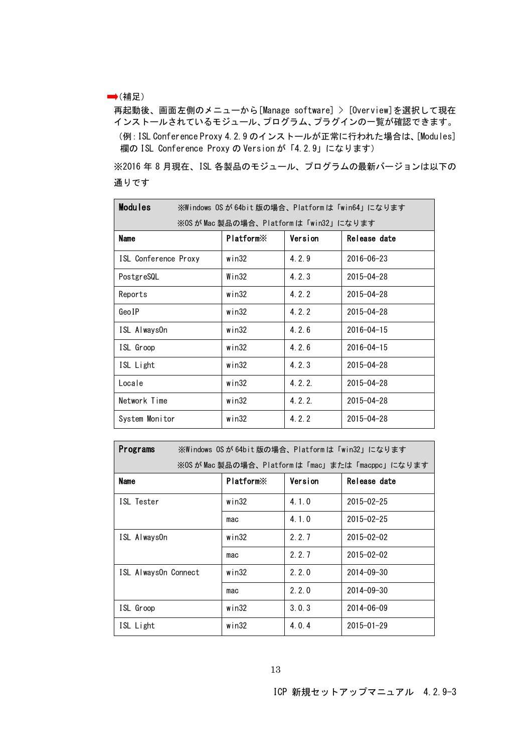➡(補足)

再起動後、画面左側のメニューから[Manage software] > [Overview]を選択して現在インストールされているモジュール、プログラム、プラグインの一覧が確認できます。

(例：ISL Conference Proxy 4.2.9 のインストールが正常に行われた場合は、[Modules]欄の ISL Conference Proxy の Version が「4.2.9」になります)

※2016 年 8 月現在、ISL 各製品のモジュール、プログラムの最新バージョンは以下の通りです

| **Modules** ※Windows OS が 64bit 版の場合、Platform は「win64」になります ※OS が Mac 製品の場合、Platform は「win32」になります | | | |
|---|---|---|---|
| **Name** | **Platform※** | **Version** | **Release date** |
| ISL Conference Proxy | win32 | 4.2.9 | 2016-06-23 |
| PostgreSQL | Win32 | 4.2.3 | 2015-04-28 |
| Reports | win32 | 4.2.2 | 2015-04-28 |
| GeoIP | win32 | 4.2.2 | 2015-04-28 |
| ISL AlwaysOn | win32 | 4.2.6 | 2016-04-15 |
| ISL Groop | win32 | 4.2.6 | 2016-04-15 |
| ISL Light | win32 | 4.2.3 | 2015-04-28 |
| Locale | win32 | 4.2.2. | 2015-04-28 |
| Network Time | win32 | 4.2.2. | 2015-04-28 |
| System Monitor | win32 | 4.2.2 | 2015-04-28 |

| **Programs** ※Windows OS が 64bit 版の場合、Platform は「win32」になります ※OS が Mac 製品の場合、Platform は「mac」または「macppc」になります | | | |
|---|---|---|---|
| **Name** | **Platform※** | **Version** | **Release date** |
| ISL Tester | win32 | 4.1.0 | 2015-02-25 |
| | mac | 4.1.0 | 2015-02-25 |
| ISL AlwaysOn | win32 | 2.2.7 | 2015-02-02 |
| | mac | 2.2.7 | 2015-02-02 |
| ISL AlwaysOn Connect | win32 | 2.2.0 | 2014-09-30 |
| | mac | 2.2.0 | 2014-09-30 |
| ISL Groop | win32 | 3.0.3 | 2014-06-09 |
| ISL Light | win32 | 4.0.4 | 2015-01-29 |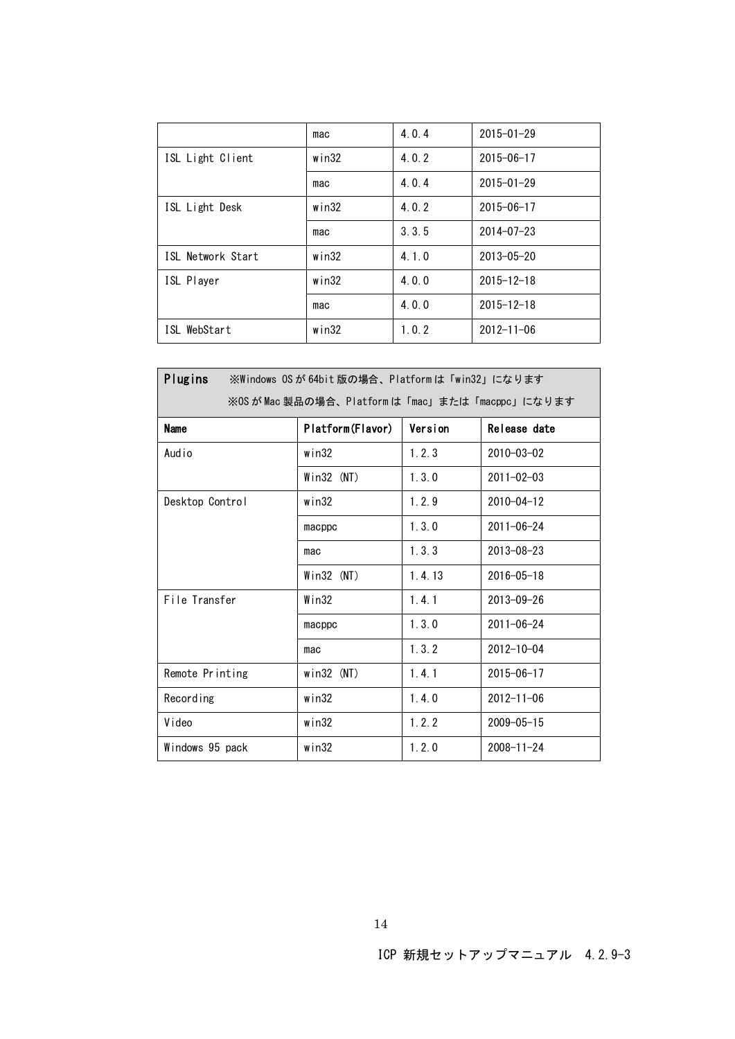| | | | |
|---|---|---|---|
| | mac | 4.0.4 | 2015-01-29 |
| ISL Light Client | win32 | 4.0.2 | 2015-06-17 |
| | mac | 4.0.4 | 2015-01-29 |
| ISL Light Desk | win32 | 4.0.2 | 2015-06-17 |
| | mac | 3.3.5 | 2014-07-23 |
| ISL Network Start | win32 | 4.1.0 | 2013-05-20 |
| ISL Player | win32 | 4.0.0 | 2015-12-18 |
| | mac | 4.0.0 | 2015-12-18 |
| ISL WebStart | win32 | 1.0.2 | 2012-11-06 |

**Plugins** ※Windows OS が 64bit 版の場合、Platform は「win32」になります
※OS が Mac 製品の場合、Platform は「mac」または「macppc」になります

| Name | Platform(Flavor) | Version | Release date |
|---|---|---|---|
| Audio | win32 | 1.2.3 | 2010-03-02 |
| | Win32 (NT) | 1.3.0 | 2011-02-03 |
| Desktop Control | win32 | 1.2.9 | 2010-04-12 |
| | macppc | 1.3.0 | 2011-06-24 |
| | mac | 1.3.3 | 2013-08-23 |
| | Win32 (NT) | 1.4.13 | 2016-05-18 |
| File Transfer | Win32 | 1.4.1 | 2013-09-26 |
| | macppc | 1.3.0 | 2011-06-24 |
| | mac | 1.3.2 | 2012-10-04 |
| Remote Printing | win32 (NT) | 1.4.1 | 2015-06-17 |
| Recording | win32 | 1.4.0 | 2012-11-06 |
| Video | win32 | 1.2.2 | 2009-05-15 |
| Windows 95 pack | win32 | 1.2.0 | 2008-11-24 |